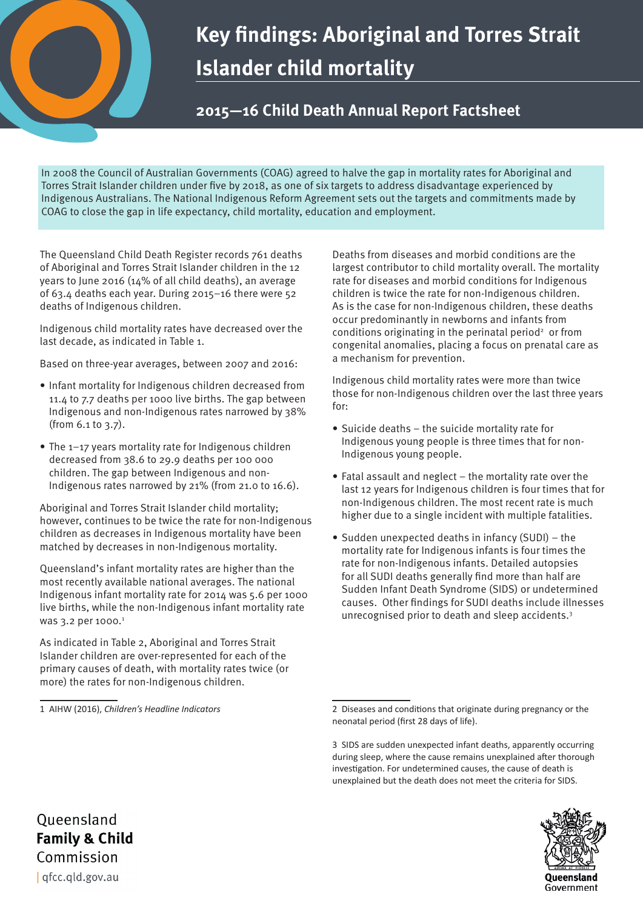# Key findings: Aboriginal and Torres Strait Islander child mortality

## 2015—16 Child Death Annual Report Factsheet

In 2008 the Council of Australian Governments (COAG) agreed to halve the gap in mortality rates for Aboriginal and Torres Strait Islander children under five by 2018, as one of six targets to address disadvantage experienced by Indigenous Australians. The National Indigenous Reform Agreement sets out the targets and commitments made by COAG to close the gap in life expectancy, child mortality, education and employment.

The Queensland Child Death Register records 761 deaths of Aboriginal and Torres Strait Islander children in the 12 years to June 2016 (14% of all child deaths), an average of 63.4 deaths each year. During 2015–16 there were 52 deaths of Indigenous children.

Indigenous child mortality rates have decreased over the last decade, as indicated in Table 1.

Based on three-year averages, between 2007 and 2016:

- Infant mortality for Indigenous children decreased from 11.4 to 7.7 deaths per 1000 live births. The gap between Indigenous and non-Indigenous rates narrowed by 38% (from 6.1 to 3.7).
- The 1–17 years mortality rate for Indigenous children decreased from 38.6 to 29.9 deaths per 100 000 children. The gap between Indigenous and non-Indigenous rates narrowed by 21% (from 21.0 to 16.6).

Aboriginal and Torres Strait Islander child mortality; however, continues to be twice the rate for non-Indigenous children as decreases in Indigenous mortality have been matched by decreases in non-Indigenous mortality.

Queensland's infant mortality rates are higher than the most recently available national averages. The national Indigenous infant mortality rate for 2014 was 5.6 per 1000 live births, while the non-Indigenous infant mortality rate was 3.2 per 1000.[1]

As indicated in Table 2, Aboriginal and Torres Strait Islander children are over-represented for each of the primary causes of death, with mortality rates twice (or more) the rates for non-Indigenous children.

Deaths from diseases and morbid conditions are the largest contributor to child mortality overall. The mortality rate for diseases and morbid conditions for Indigenous children is twice the rate for non-Indigenous children. As is the case for non-Indigenous children, these deaths occur predominantly in newborns and infants from conditions originating in the perinatal period[2] or from congenital anomalies, placing a focus on prenatal care as a mechanism for prevention.

Indigenous child mortality rates were more than twice those for non-Indigenous children over the last three years for:

- Suicide deaths – the suicide mortality rate for Indigenous young people is three times that for non-Indigenous young people.
- Fatal assault and neglect – the mortality rate over the last 12 years for Indigenous children is four times that for non-Indigenous children. The most recent rate is much higher due to a single incident with multiple fatalities.
- Sudden unexpected deaths in infancy (SUDI) – the mortality rate for Indigenous infants is four times the rate for non-Indigenous infants. Detailed autopsies for all SUDI deaths generally find more than half are Sudden Infant Death Syndrome (SIDS) or undetermined causes. Other findings for SUDI deaths include illnesses unrecognised prior to death and sleep accidents.[3]

1 AIHW (2016), *Children's Headline Indicators*

2 Diseases and conditions that originate during pregnancy or the neonatal period (first 28 days of life).

3 SIDS are sudden unexpected infant deaths, apparently occurring during sleep, where the cause remains unexplained after thorough investigation. For undetermined causes, the cause of death is unexplained but the death does not meet the criteria for SIDS.

Queensland **Family & Child** Commission | qfcc.qld.gov.au

Queensland Government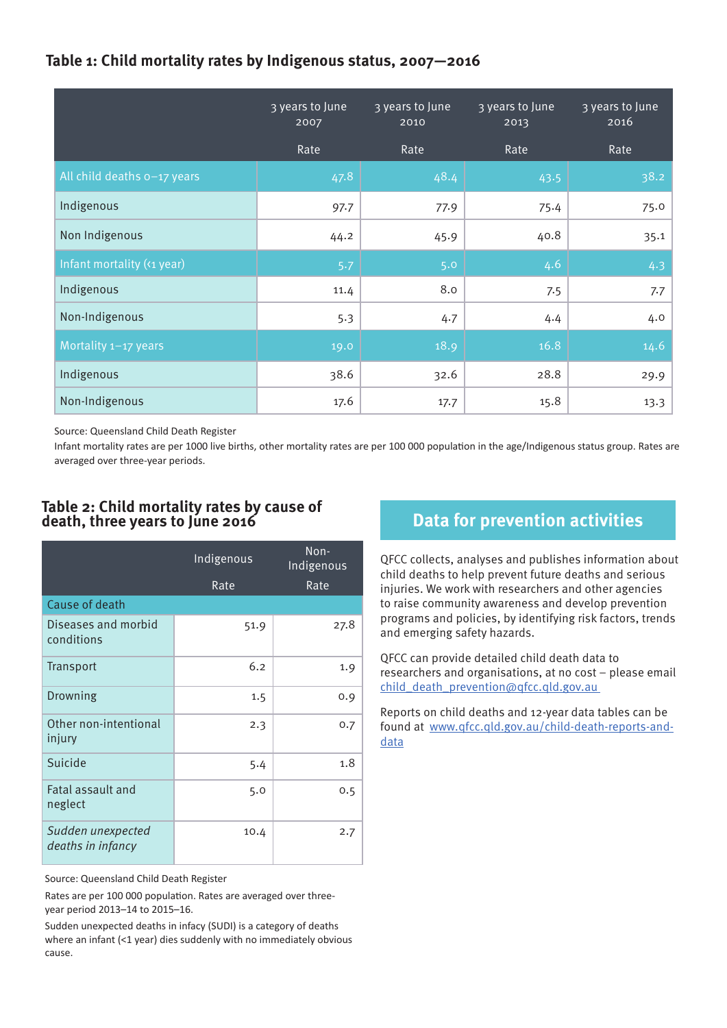### Table 1: Child mortality rates by Indigenous status, 2007—2016

| | 3 years to June 2007<br>Rate | 3 years to June 2010<br>Rate | 3 years to June 2013<br>Rate | 3 years to June 2016<br>Rate |
|---|---|---|---|---|
| All child deaths 0–17 years | 47.8 | 48.4 | 43.5 | 38.2 |
| Indigenous | 97.7 | 77.9 | 75.4 | 75.0 |
| Non Indigenous | 44.2 | 45.9 | 40.8 | 35.1 |
| Infant mortality (<1 year) | 5.7 | 5.0 | 4.6 | 4.3 |
| Indigenous | 11.4 | 8.0 | 7.5 | 7.7 |
| Non-Indigenous | 5.3 | 4.7 | 4.4 | 4.0 |
| Mortality 1–17 years | 19.0 | 18.9 | 16.8 | 14.6 |
| Indigenous | 38.6 | 32.6 | 28.8 | 29.9 |
| Non-Indigenous | 17.6 | 17.7 | 15.8 | 13.3 |

Source: Queensland Child Death Register

Infant mortality rates are per 1000 live births, other mortality rates are per 100 000 population in the age/Indigenous status group. Rates are averaged over three-year periods.

### Table 2: Child mortality rates by cause of death, three years to June 2016

| | Indigenous<br>Rate | Non-Indigenous<br>Rate |
|---|---|---|
| Cause of death | | |
| Diseases and morbid conditions | 51.9 | 27.8 |
| Transport | 6.2 | 1.9 |
| Drowning | 1.5 | 0.9 |
| Other non-intentional injury | 2.3 | 0.7 |
| Suicide | 5.4 | 1.8 |
| Fatal assault and neglect | 5.0 | 0.5 |
| *Sudden unexpected deaths in infancy* | 10.4 | 2.7 |

Source: Queensland Child Death Register

Rates are per 100 000 population. Rates are averaged over three-year period 2013–14 to 2015–16.

Sudden unexpected deaths in infacy (SUDI) is a category of deaths where an infant (<1 year) dies suddenly with no immediately obvious cause.

## Data for prevention activities

QFCC collects, analyses and publishes information about child deaths to help prevent future deaths and serious injuries. We work with researchers and other agencies to raise community awareness and develop prevention programs and policies, by identifying risk factors, trends and emerging safety hazards.

QFCC can provide detailed child death data to researchers and organisations, at no cost – please email child_death_prevention@qfcc.qld.gov.au

Reports on child deaths and 12-year data tables can be found at www.qfcc.qld.gov.au/child-death-reports-and-data